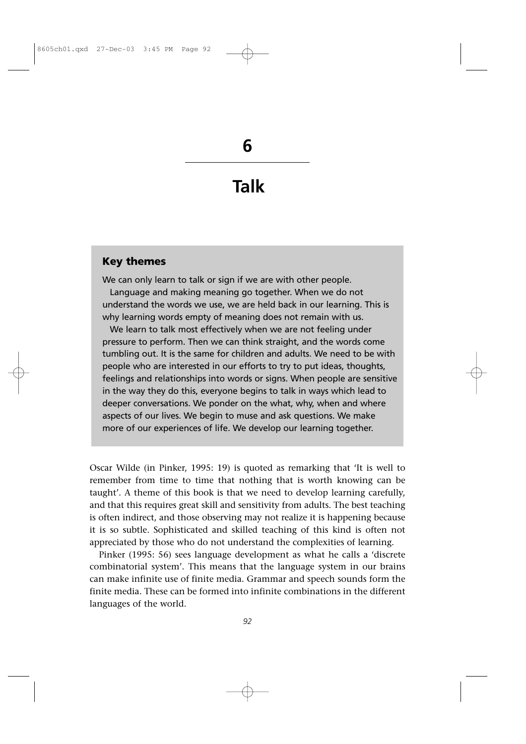# 6

# Talk

### Key themes

We can only learn to talk or sign if we are with other people.

Language and making meaning go together. When we do not understand the words we use, we are held back in our learning. This is why learning words empty of meaning does not remain with us.

We learn to talk most effectively when we are not feeling under pressure to perform. Then we can think straight, and the words come tumbling out. It is the same for children and adults. We need to be with people who are interested in our efforts to try to put ideas, thoughts, feelings and relationships into words or signs. When people are sensitive in the way they do this, everyone begins to talk in ways which lead to deeper conversations. We ponder on the what, why, when and where aspects of our lives. We begin to muse and ask questions. We make more of our experiences of life. We develop our learning together.

Oscar Wilde (in Pinker, 1995: 19) is quoted as remarking that 'It is well to remember from time to time that nothing that is worth knowing can be taught'. A theme of this book is that we need to develop learning carefully, and that this requires great skill and sensitivity from adults. The best teaching is often indirect, and those observing may not realize it is happening because it is so subtle. Sophisticated and skilled teaching of this kind is often not appreciated by those who do not understand the complexities of learning.

Pinker (1995: 56) sees language development as what he calls a 'discrete combinatorial system'. This means that the language system in our brains can make infinite use of finite media. Grammar and speech sounds form the finite media. These can be formed into infinite combinations in the different languages of the world.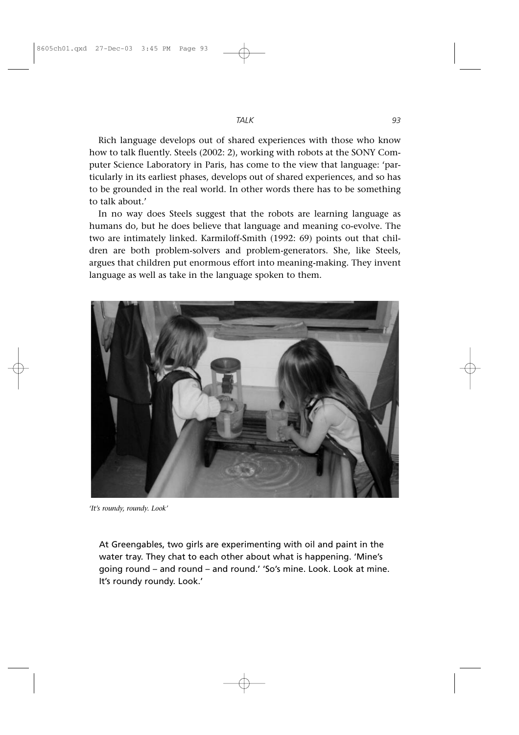Rich language develops out of shared experiences with those who know how to talk fluently. Steels (2002: 2), working with robots at the SONY Computer Science Laboratory in Paris, has come to the view that language: 'particularly in its earliest phases, develops out of shared experiences, and so has to be grounded in the real world. In other words there has to be something to talk about.'

In no way does Steels suggest that the robots are learning language as humans do, but he does believe that language and meaning co-evolve. The two are intimately linked. Karmiloff-Smith (1992: 69) points out that children are both problem-solvers and problem-generators. She, like Steels, argues that children put enormous effort into meaning-making. They invent language as well as take in the language spoken to them.

*'It's roundy, roundy. Look'*

At Greengables, two girls are experimenting with oil and paint in the water tray. They chat to each other about what is happening. 'Mine's going round – and round – and round.' 'So's mine. Look. Look at mine. It's roundy roundy. Look.'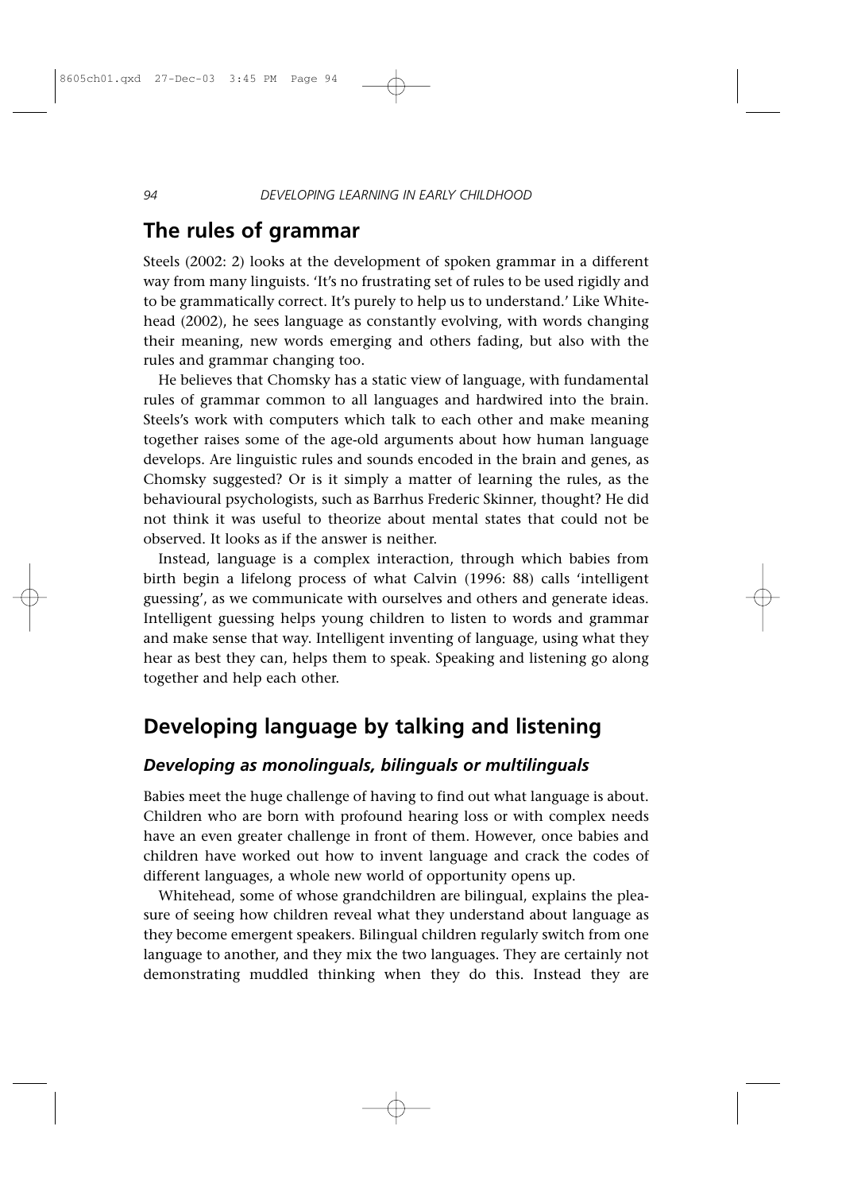## The rules of grammar

Steels (2002: 2) looks at the development of spoken grammar in a different way from many linguists. 'It's no frustrating set of rules to be used rigidly and to be grammatically correct. It's purely to help us to understand.' Like Whitehead (2002), he sees language as constantly evolving, with words changing their meaning, new words emerging and others fading, but also with the rules and grammar changing too.

He believes that Chomsky has a static view of language, with fundamental rules of grammar common to all languages and hardwired into the brain. Steels's work with computers which talk to each other and make meaning together raises some of the age-old arguments about how human language develops. Are linguistic rules and sounds encoded in the brain and genes, as Chomsky suggested? Or is it simply a matter of learning the rules, as the behavioural psychologists, such as Barrhus Frederic Skinner, thought? He did not think it was useful to theorize about mental states that could not be observed. It looks as if the answer is neither.

Instead, language is a complex interaction, through which babies from birth begin a lifelong process of what Calvin (1996: 88) calls 'intelligent guessing', as we communicate with ourselves and others and generate ideas. Intelligent guessing helps young children to listen to words and grammar and make sense that way. Intelligent inventing of language, using what they hear as best they can, helps them to speak. Speaking and listening go along together and help each other.

## Developing language by talking and listening

### *Developing as monolinguals, bilinguals or multilinguals*

Babies meet the huge challenge of having to find out what language is about. Children who are born with profound hearing loss or with complex needs have an even greater challenge in front of them. However, once babies and children have worked out how to invent language and crack the codes of different languages, a whole new world of opportunity opens up.

Whitehead, some of whose grandchildren are bilingual, explains the pleasure of seeing how children reveal what they understand about language as they become emergent speakers. Bilingual children regularly switch from one language to another, and they mix the two languages. They are certainly not demonstrating muddled thinking when they do this. Instead they are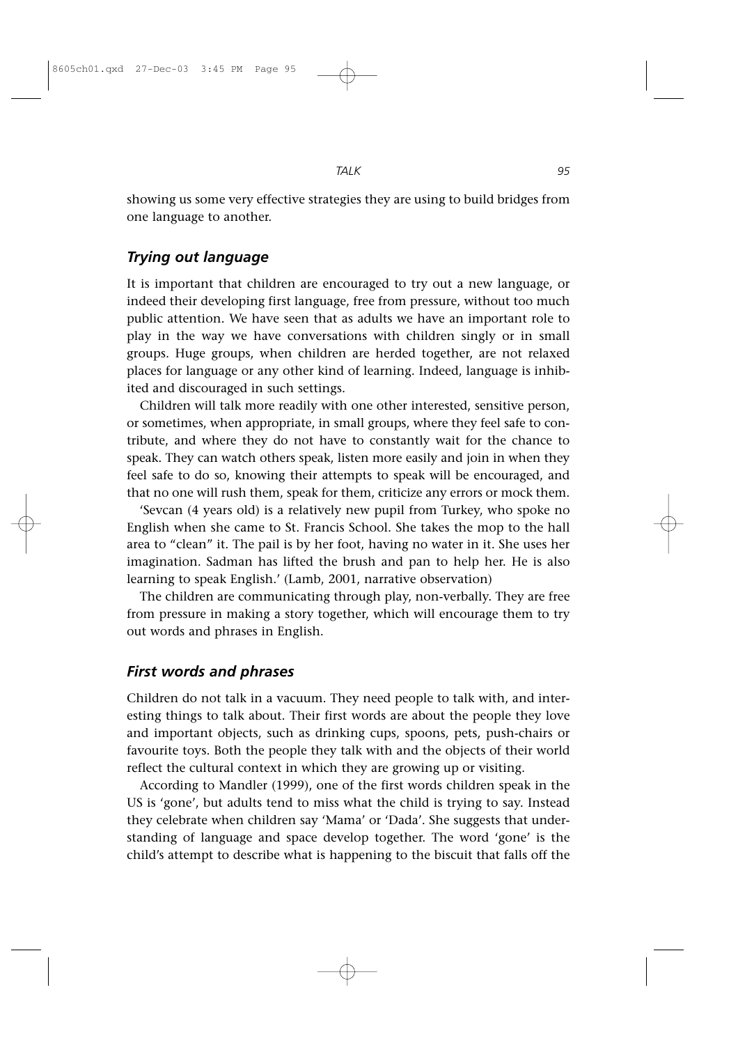showing us some very effective strategies they are using to build bridges from one language to another.

### *Trying out language*

It is important that children are encouraged to try out a new language, or indeed their developing first language, free from pressure, without too much public attention. We have seen that as adults we have an important role to play in the way we have conversations with children singly or in small groups. Huge groups, when children are herded together, are not relaxed places for language or any other kind of learning. Indeed, language is inhibited and discouraged in such settings.

Children will talk more readily with one other interested, sensitive person, or sometimes, when appropriate, in small groups, where they feel safe to contribute, and where they do not have to constantly wait for the chance to speak. They can watch others speak, listen more easily and join in when they feel safe to do so, knowing their attempts to speak will be encouraged, and that no one will rush them, speak for them, criticize any errors or mock them.

'Sevcan (4 years old) is a relatively new pupil from Turkey, who spoke no English when she came to St. Francis School. She takes the mop to the hall area to "clean" it. The pail is by her foot, having no water in it. She uses her imagination. Sadman has lifted the brush and pan to help her. He is also learning to speak English.' (Lamb, 2001, narrative observation)

The children are communicating through play, non-verbally. They are free from pressure in making a story together, which will encourage them to try out words and phrases in English.

### *First words and phrases*

Children do not talk in a vacuum. They need people to talk with, and interesting things to talk about. Their first words are about the people they love and important objects, such as drinking cups, spoons, pets, push-chairs or favourite toys. Both the people they talk with and the objects of their world reflect the cultural context in which they are growing up or visiting.

According to Mandler (1999), one of the first words children speak in the US is 'gone', but adults tend to miss what the child is trying to say. Instead they celebrate when children say 'Mama' or 'Dada'. She suggests that understanding of language and space develop together. The word 'gone' is the child's attempt to describe what is happening to the biscuit that falls off the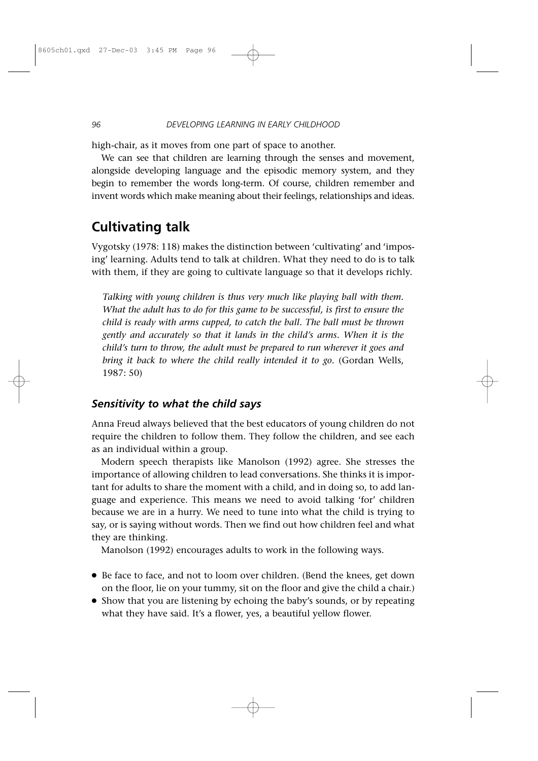high-chair, as it moves from one part of space to another.

We can see that children are learning through the senses and movement, alongside developing language and the episodic memory system, and they begin to remember the words long-term. Of course, children remember and invent words which make meaning about their feelings, relationships and ideas.

## Cultivating talk

Vygotsky (1978: 118) makes the distinction between 'cultivating' and 'imposing' learning. Adults tend to talk at children. What they need to do is to talk with them, if they are going to cultivate language so that it develops richly.

> *Talking with young children is thus very much like playing ball with them. What the adult has to do for this game to be successful, is first to ensure the child is ready with arms cupped, to catch the ball. The ball must be thrown gently and accurately so that it lands in the child's arms. When it is the child's turn to throw, the adult must be prepared to run wherever it goes and bring it back to where the child really intended it to go.* (Gordan Wells, 1987: 50)

### *Sensitivity to what the child says*

Anna Freud always believed that the best educators of young children do not require the children to follow them. They follow the children, and see each as an individual within a group.

Modern speech therapists like Manolson (1992) agree. She stresses the importance of allowing children to lead conversations. She thinks it is important for adults to share the moment with a child, and in doing so, to add language and experience. This means we need to avoid talking 'for' children because we are in a hurry. We need to tune into what the child is trying to say, or is saying without words. Then we find out how children feel and what they are thinking.

Manolson (1992) encourages adults to work in the following ways.

- Be face to face, and not to loom over children. (Bend the knees, get down on the floor, lie on your tummy, sit on the floor and give the child a chair.)
- Show that you are listening by echoing the baby's sounds, or by repeating what they have said. It's a flower, yes, a beautiful yellow flower.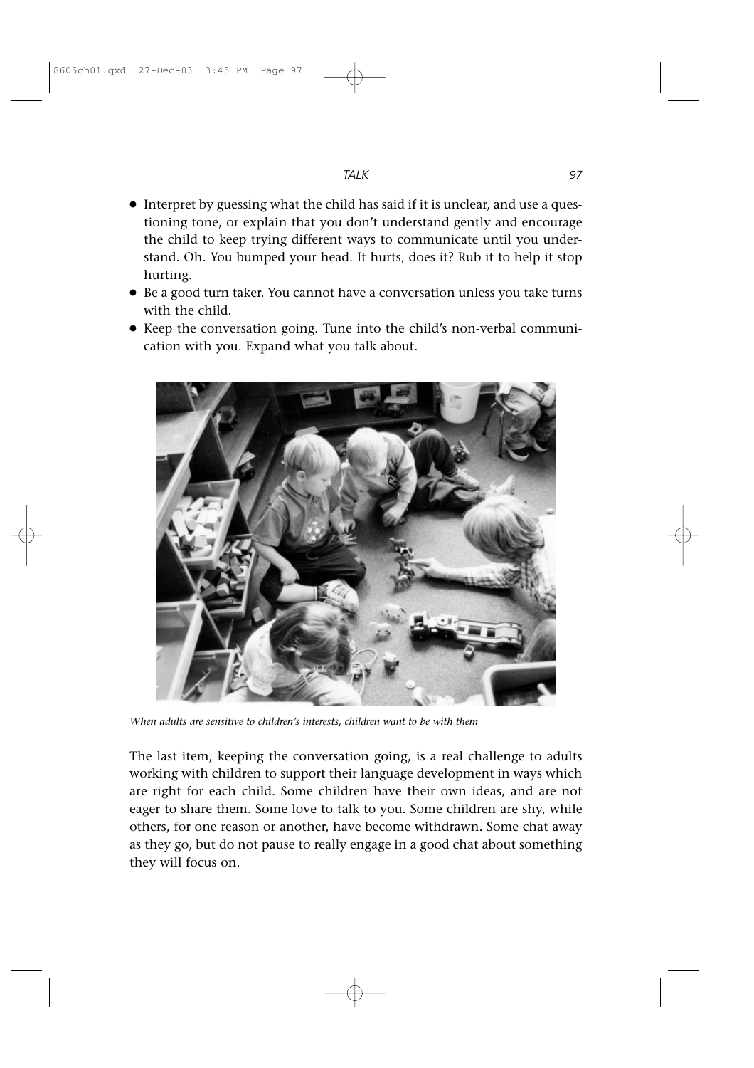- Interpret by guessing what the child has said if it is unclear, and use a questioning tone, or explain that you don't understand gently and encourage the child to keep trying different ways to communicate until you understand. Oh. You bumped your head. It hurts, does it? Rub it to help it stop hurting.
- Be a good turn taker. You cannot have a conversation unless you take turns with the child.
- Keep the conversation going. Tune into the child's non-verbal communication with you. Expand what you talk about.

*When adults are sensitive to children's interests, children want to be with them*

The last item, keeping the conversation going, is a real challenge to adults working with children to support their language development in ways which are right for each child. Some children have their own ideas, and are not eager to share them. Some love to talk to you. Some children are shy, while others, for one reason or another, have become withdrawn. Some chat away as they go, but do not pause to really engage in a good chat about something they will focus on.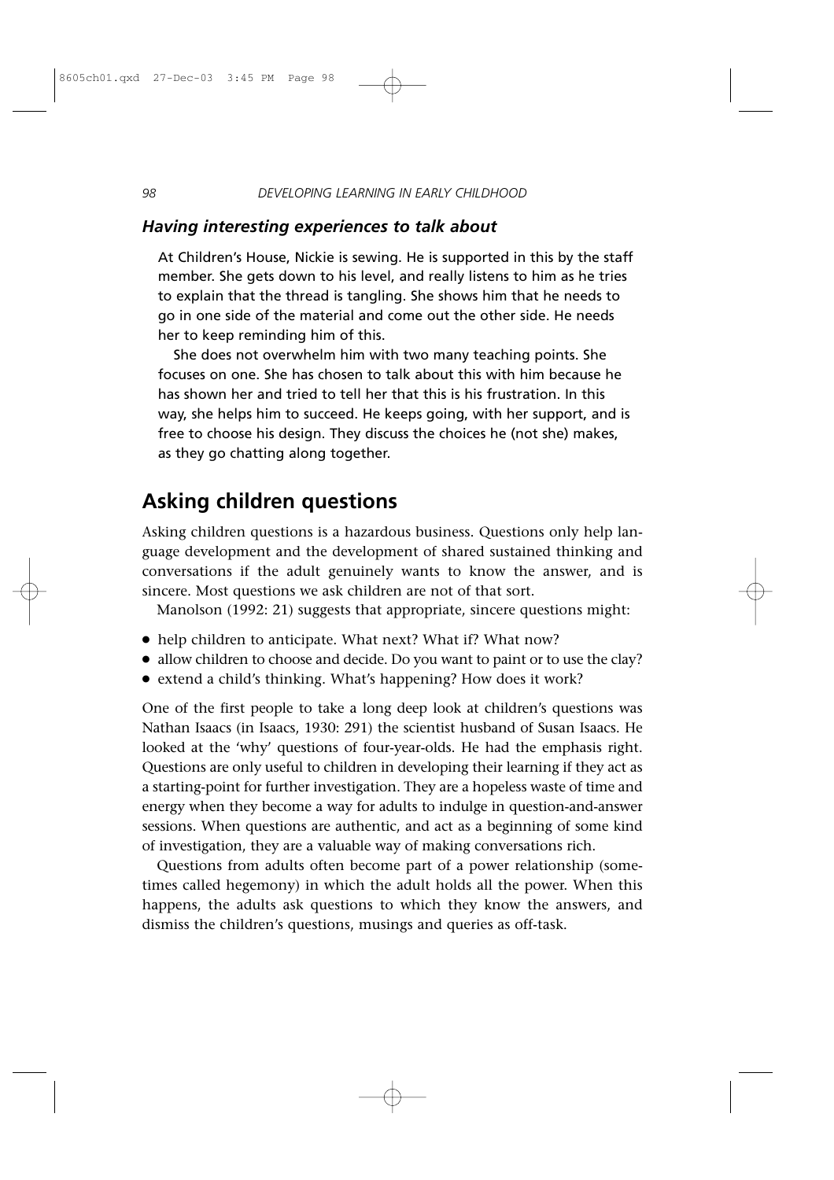### *Having interesting experiences to talk about*

At Children's House, Nickie is sewing. He is supported in this by the staff member. She gets down to his level, and really listens to him as he tries to explain that the thread is tangling. She shows him that he needs to go in one side of the material and come out the other side. He needs her to keep reminding him of this.

She does not overwhelm him with two many teaching points. She focuses on one. She has chosen to talk about this with him because he has shown her and tried to tell her that this is his frustration. In this way, she helps him to succeed. He keeps going, with her support, and is free to choose his design. They discuss the choices he (not she) makes, as they go chatting along together.

## Asking children questions

Asking children questions is a hazardous business. Questions only help language development and the development of shared sustained thinking and conversations if the adult genuinely wants to know the answer, and is sincere. Most questions we ask children are not of that sort.

Manolson (1992: 21) suggests that appropriate, sincere questions might:

- help children to anticipate. What next? What if? What now?
- allow children to choose and decide. Do you want to paint or to use the clay?
- extend a child's thinking. What's happening? How does it work?

One of the first people to take a long deep look at children's questions was Nathan Isaacs (in Isaacs, 1930: 291) the scientist husband of Susan Isaacs. He looked at the 'why' questions of four-year-olds. He had the emphasis right. Questions are only useful to children in developing their learning if they act as a starting-point for further investigation. They are a hopeless waste of time and energy when they become a way for adults to indulge in question-and-answer sessions. When questions are authentic, and act as a beginning of some kind of investigation, they are a valuable way of making conversations rich.

Questions from adults often become part of a power relationship (sometimes called hegemony) in which the adult holds all the power. When this happens, the adults ask questions to which they know the answers, and dismiss the children's questions, musings and queries as off-task.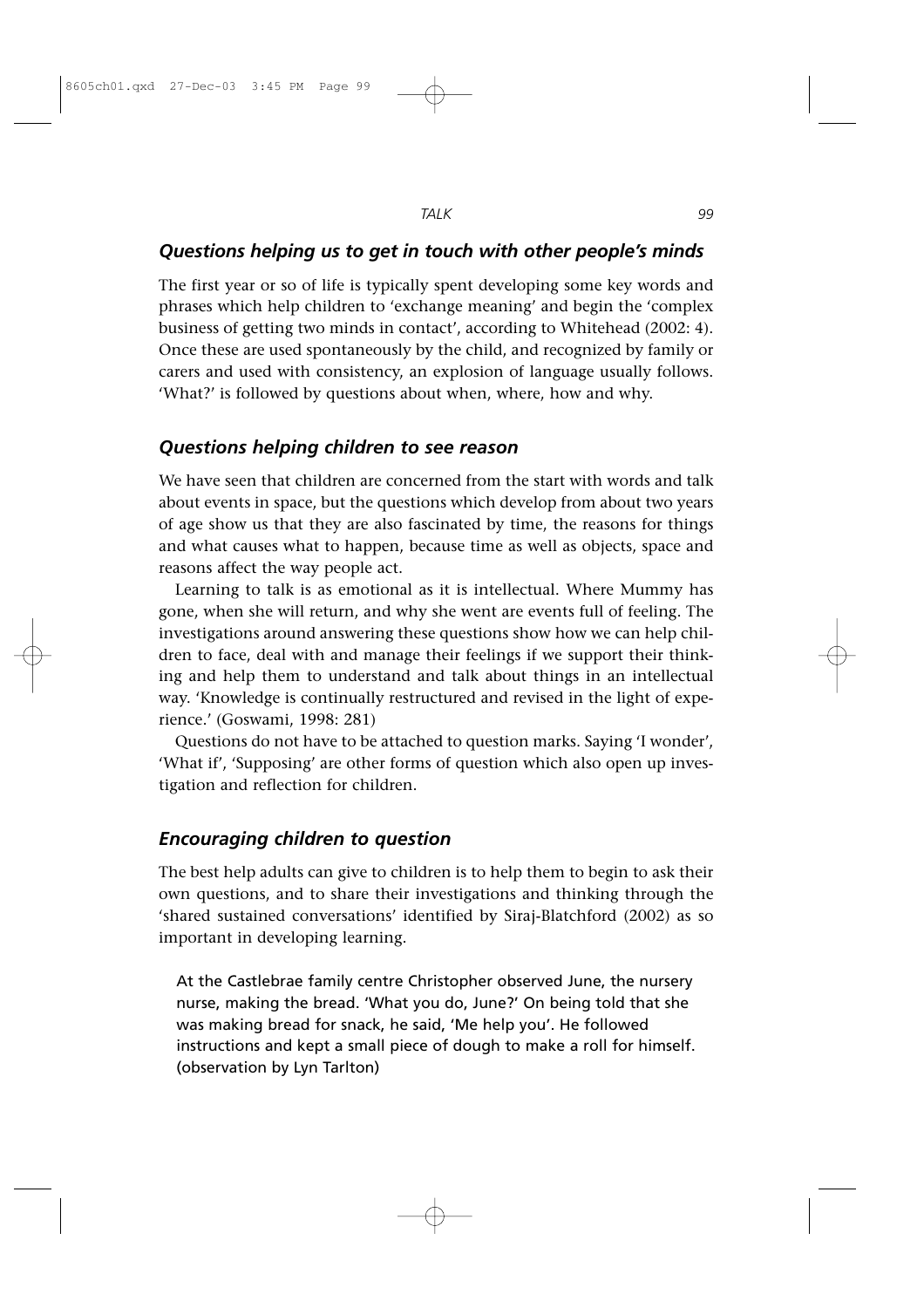### *Questions helping us to get in touch with other people's minds*

The first year or so of life is typically spent developing some key words and phrases which help children to 'exchange meaning' and begin the 'complex business of getting two minds in contact', according to Whitehead (2002: 4). Once these are used spontaneously by the child, and recognized by family or carers and used with consistency, an explosion of language usually follows. 'What?' is followed by questions about when, where, how and why.

### *Questions helping children to see reason*

We have seen that children are concerned from the start with words and talk about events in space, but the questions which develop from about two years of age show us that they are also fascinated by time, the reasons for things and what causes what to happen, because time as well as objects, space and reasons affect the way people act.

Learning to talk is as emotional as it is intellectual. Where Mummy has gone, when she will return, and why she went are events full of feeling. The investigations around answering these questions show how we can help children to face, deal with and manage their feelings if we support their thinking and help them to understand and talk about things in an intellectual way. 'Knowledge is continually restructured and revised in the light of experience.' (Goswami, 1998: 281)

Questions do not have to be attached to question marks. Saying 'I wonder', 'What if', 'Supposing' are other forms of question which also open up investigation and reflection for children.

### *Encouraging children to question*

The best help adults can give to children is to help them to begin to ask their own questions, and to share their investigations and thinking through the 'shared sustained conversations' identified by Siraj-Blatchford (2002) as so important in developing learning.

> At the Castlebrae family centre Christopher observed June, the nursery nurse, making the bread. 'What you do, June?' On being told that she was making bread for snack, he said, 'Me help you'. He followed instructions and kept a small piece of dough to make a roll for himself. (observation by Lyn Tarlton)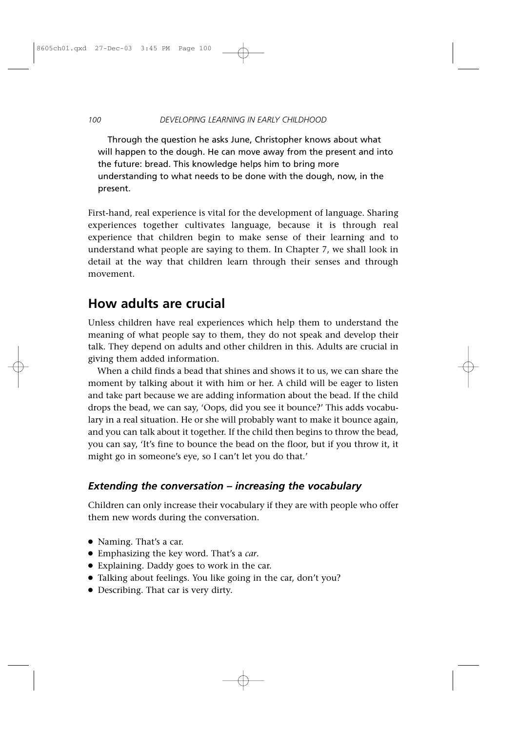Through the question he asks June, Christopher knows about what will happen to the dough. He can move away from the present and into the future: bread. This knowledge helps him to bring more understanding to what needs to be done with the dough, now, in the present.

First-hand, real experience is vital for the development of language. Sharing experiences together cultivates language, because it is through real experience that children begin to make sense of their learning and to understand what people are saying to them. In Chapter 7, we shall look in detail at the way that children learn through their senses and through movement.

## How adults are crucial

Unless children have real experiences which help them to understand the meaning of what people say to them, they do not speak and develop their talk. They depend on adults and other children in this. Adults are crucial in giving them added information.

When a child finds a bead that shines and shows it to us, we can share the moment by talking about it with him or her. A child will be eager to listen and take part because we are adding information about the bead. If the child drops the bead, we can say, 'Oops, did you see it bounce?' This adds vocabulary in a real situation. He or she will probably want to make it bounce again, and you can talk about it together. If the child then begins to throw the bead, you can say, 'It's fine to bounce the bead on the floor, but if you throw it, it might go in someone's eye, so I can't let you do that.'

### *Extending the conversation – increasing the vocabulary*

Children can only increase their vocabulary if they are with people who offer them new words during the conversation.

- Naming. That's a car.
- Emphasizing the key word. That's a *car*.
- Explaining. Daddy goes to work in the car.
- Talking about feelings. You like going in the car, don't you?
- Describing. That car is very dirty.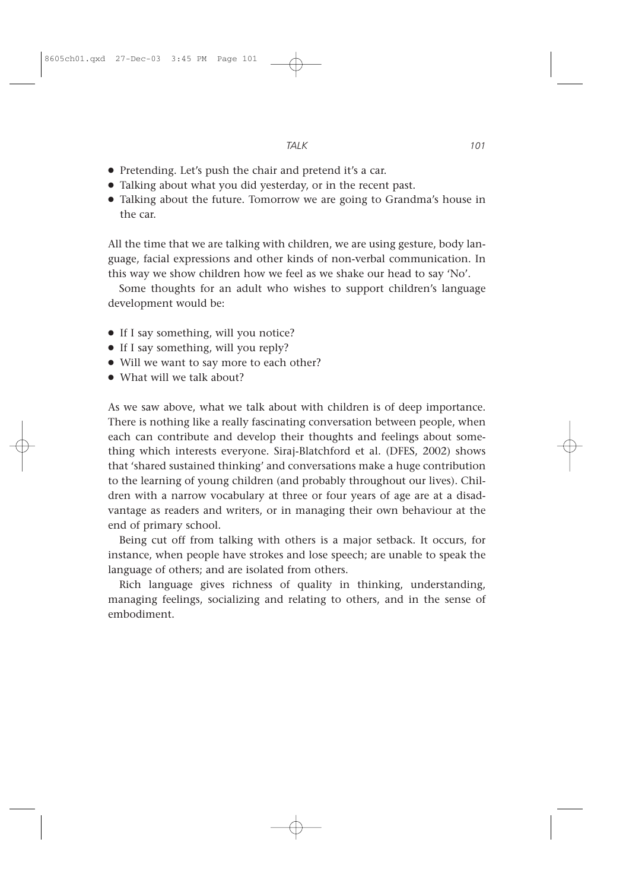- Pretending. Let's push the chair and pretend it's a car.
- Talking about what you did yesterday, or in the recent past.
- Talking about the future. Tomorrow we are going to Grandma's house in the car.

All the time that we are talking with children, we are using gesture, body language, facial expressions and other kinds of non-verbal communication. In this way we show children how we feel as we shake our head to say 'No'.

Some thoughts for an adult who wishes to support children's language development would be:

- If I say something, will you notice?
- If I say something, will you reply?
- Will we want to say more to each other?
- What will we talk about?

As we saw above, what we talk about with children is of deep importance. There is nothing like a really fascinating conversation between people, when each can contribute and develop their thoughts and feelings about something which interests everyone. Siraj-Blatchford et al. (DFES, 2002) shows that 'shared sustained thinking' and conversations make a huge contribution to the learning of young children (and probably throughout our lives). Children with a narrow vocabulary at three or four years of age are at a disadvantage as readers and writers, or in managing their own behaviour at the end of primary school.

Being cut off from talking with others is a major setback. It occurs, for instance, when people have strokes and lose speech; are unable to speak the language of others; and are isolated from others.

Rich language gives richness of quality in thinking, understanding, managing feelings, socializing and relating to others, and in the sense of embodiment.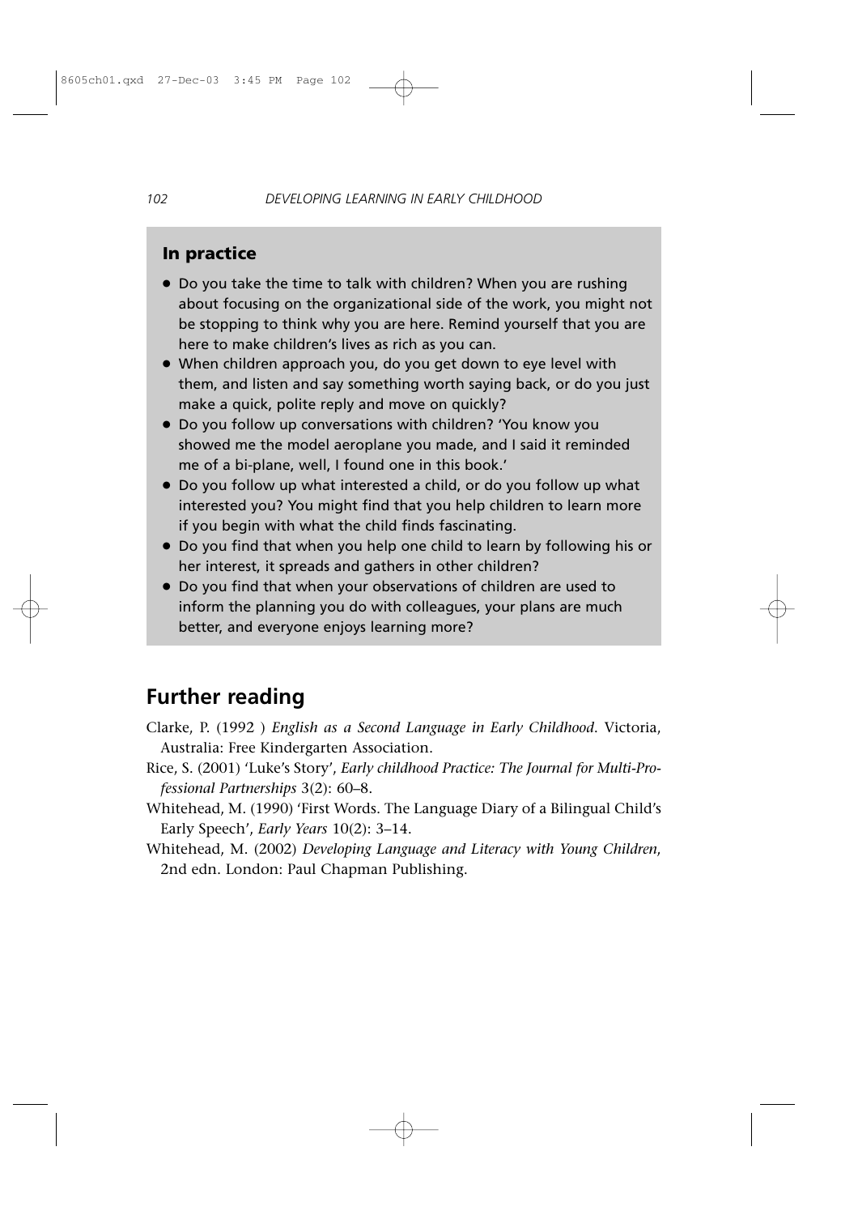### In practice

- Do you take the time to talk with children? When you are rushing about focusing on the organizational side of the work, you might not be stopping to think why you are here. Remind yourself that you are here to make children's lives as rich as you can.
- When children approach you, do you get down to eye level with them, and listen and say something worth saying back, or do you just make a quick, polite reply and move on quickly?
- Do you follow up conversations with children? 'You know you showed me the model aeroplane you made, and I said it reminded me of a bi-plane, well, I found one in this book.'
- Do you follow up what interested a child, or do you follow up what interested you? You might find that you help children to learn more if you begin with what the child finds fascinating.
- Do you find that when you help one child to learn by following his or her interest, it spreads and gathers in other children?
- Do you find that when your observations of children are used to inform the planning you do with colleagues, your plans are much better, and everyone enjoys learning more?

## Further reading

Clarke, P. (1992 ) *English as a Second Language in Early Childhood*. Victoria, Australia: Free Kindergarten Association.

Rice, S. (2001) 'Luke's Story', *Early childhood Practice: The Journal for Multi-Professional Partnerships* 3(2): 60–8.

Whitehead, M. (1990) 'First Words. The Language Diary of a Bilingual Child's Early Speech', *Early Years* 10(2): 3–14.

Whitehead, M. (2002) *Developing Language and Literacy with Young Children*, 2nd edn. London: Paul Chapman Publishing.